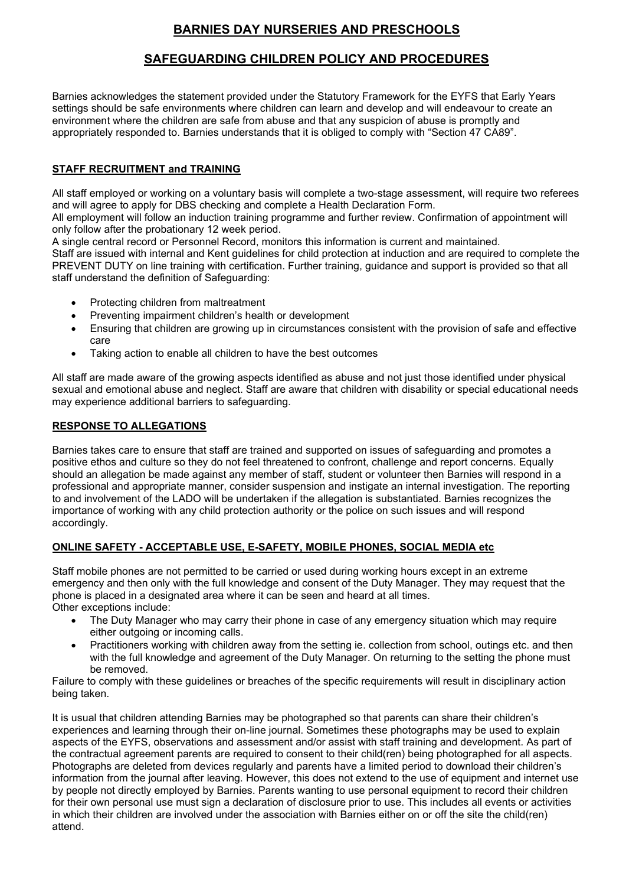# BARNIES DAY NURSERIES AND PRESCHOOLS

## SAFEGUARDING CHILDREN POLICY AND PROCEDURES

Barnies acknowledges the statement provided under the Statutory Framework for the EYFS that Early Years settings should be safe environments where children can learn and develop and will endeavour to create an environment where the children are safe from abuse and that any suspicion of abuse is promptly and appropriately responded to. Barnies understands that it is obliged to comply with "Section 47 CA89".

### STAFF RECRUITMENT and TRAINING

All staff employed or working on a voluntary basis will complete a two-stage assessment, will require two referees and will agree to apply for DBS checking and complete a Health Declaration Form.
All employment will follow an induction training programme and further review. Confirmation of appointment will only follow after the probationary 12 week period.
A single central record or Personnel Record, monitors this information is current and maintained.
Staff are issued with internal and Kent guidelines for child protection at induction and are required to complete the PREVENT DUTY on line training with certification. Further training, guidance and support is provided so that all staff understand the definition of Safeguarding:

- Protecting children from maltreatment
- Preventing impairment children's health or development
- Ensuring that children are growing up in circumstances consistent with the provision of safe and effective care
- Taking action to enable all children to have the best outcomes

All staff are made aware of the growing aspects identified as abuse and not just those identified under physical sexual and emotional abuse and neglect. Staff are aware that children with disability or special educational needs may experience additional barriers to safeguarding.

### RESPONSE TO ALLEGATIONS

Barnies takes care to ensure that staff are trained and supported on issues of safeguarding and promotes a positive ethos and culture so they do not feel threatened to confront, challenge and report concerns. Equally should an allegation be made against any member of staff, student or volunteer then Barnies will respond in a professional and appropriate manner, consider suspension and instigate an internal investigation. The reporting to and involvement of the LADO will be undertaken if the allegation is substantiated. Barnies recognizes the importance of working with any child protection authority or the police on such issues and will respond accordingly.

### ONLINE SAFETY - ACCEPTABLE USE, E-SAFETY, MOBILE PHONES, SOCIAL MEDIA etc

Staff mobile phones are not permitted to be carried or used during working hours except in an extreme emergency and then only with the full knowledge and consent of the Duty Manager. They may request that the phone is placed in a designated area where it can be seen and heard at all times.
Other exceptions include:

- The Duty Manager who may carry their phone in case of any emergency situation which may require either outgoing or incoming calls.
- Practitioners working with children away from the setting ie. collection from school, outings etc. and then with the full knowledge and agreement of the Duty Manager. On returning to the setting the phone must be removed.

Failure to comply with these guidelines or breaches of the specific requirements will result in disciplinary action being taken.

It is usual that children attending Barnies may be photographed so that parents can share their children's experiences and learning through their on-line journal. Sometimes these photographs may be used to explain aspects of the EYFS, observations and assessment and/or assist with staff training and development. As part of the contractual agreement parents are required to consent to their child(ren) being photographed for all aspects. Photographs are deleted from devices regularly and parents have a limited period to download their children's information from the journal after leaving. However, this does not extend to the use of equipment and internet use by people not directly employed by Barnies. Parents wanting to use personal equipment to record their children for their own personal use must sign a declaration of disclosure prior to use. This includes all events or activities in which their children are involved under the association with Barnies either on or off the site the child(ren) attend.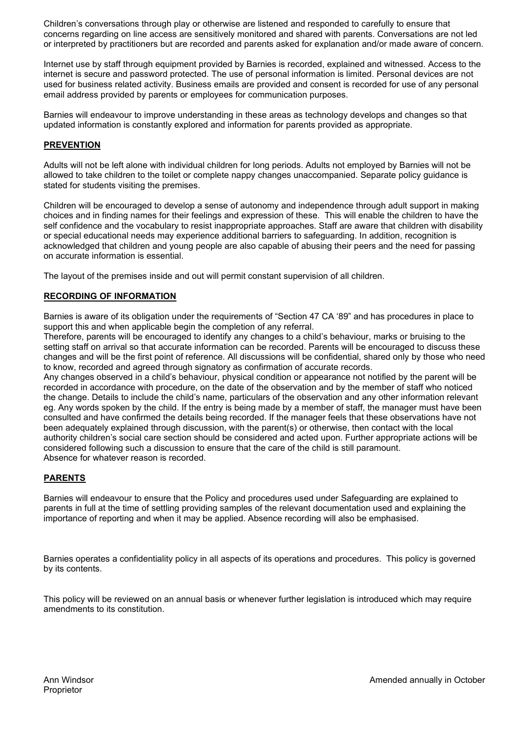Children's conversations through play or otherwise are listened and responded to carefully to ensure that concerns regarding on line access are sensitively monitored and shared with parents. Conversations are not led or interpreted by practitioners but are recorded and parents asked for explanation and/or made aware of concern.

Internet use by staff through equipment provided by Barnies is recorded, explained and witnessed. Access to the internet is secure and password protected. The use of personal information is limited. Personal devices are not used for business related activity. Business emails are provided and consent is recorded for use of any personal email address provided by parents or employees for communication purposes.

Barnies will endeavour to improve understanding in these areas as technology develops and changes so that updated information is constantly explored and information for parents provided as appropriate.

## PREVENTION

Adults will not be left alone with individual children for long periods. Adults not employed by Barnies will not be allowed to take children to the toilet or complete nappy changes unaccompanied. Separate policy guidance is stated for students visiting the premises.

Children will be encouraged to develop a sense of autonomy and independence through adult support in making choices and in finding names for their feelings and expression of these. This will enable the children to have the self confidence and the vocabulary to resist inappropriate approaches. Staff are aware that children with disability or special educational needs may experience additional barriers to safeguarding. In addition, recognition is acknowledged that children and young people are also capable of abusing their peers and the need for passing on accurate information is essential.

The layout of the premises inside and out will permit constant supervision of all children.

## RECORDING OF INFORMATION

Barnies is aware of its obligation under the requirements of "Section 47 CA '89" and has procedures in place to support this and when applicable begin the completion of any referral.
Therefore, parents will be encouraged to identify any changes to a child's behaviour, marks or bruising to the setting staff on arrival so that accurate information can be recorded. Parents will be encouraged to discuss these changes and will be the first point of reference. All discussions will be confidential, shared only by those who need to know, recorded and agreed through signatory as confirmation of accurate records.
Any changes observed in a child's behaviour, physical condition or appearance not notified by the parent will be recorded in accordance with procedure, on the date of the observation and by the member of staff who noticed the change. Details to include the child's name, particulars of the observation and any other information relevant eg. Any words spoken by the child. If the entry is being made by a member of staff, the manager must have been consulted and have confirmed the details being recorded. If the manager feels that these observations have not been adequately explained through discussion, with the parent(s) or otherwise, then contact with the local authority children's social care section should be considered and acted upon. Further appropriate actions will be considered following such a discussion to ensure that the care of the child is still paramount.
Absence for whatever reason is recorded.

## PARENTS

Barnies will endeavour to ensure that the Policy and procedures used under Safeguarding are explained to parents in full at the time of settling providing samples of the relevant documentation used and explaining the importance of reporting and when it may be applied. Absence recording will also be emphasised.

Barnies operates a confidentiality policy in all aspects of its operations and procedures. This policy is governed by its contents.

This policy will be reviewed on an annual basis or whenever further legislation is introduced which may require amendments to its constitution.

Ann Windsor
Proprietor

Amended annually in October